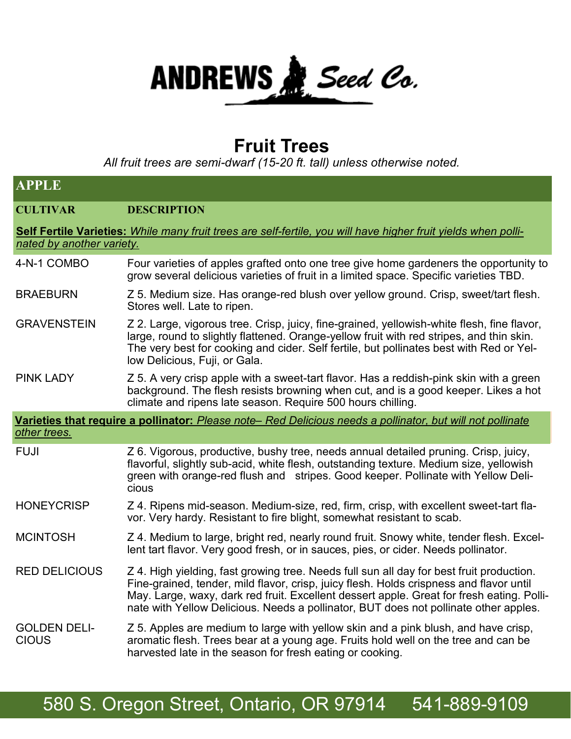# ANDREWS Seed Co.

## Fruit Trees

*All fruit trees are semi-dwarf (15-20 ft. tall) unless otherwise noted.*

### APPLE

| CULTIVAR | DESCRIPTION |
|---|---|
| **Self Fertile Varieties:** *While many fruit trees are self-fertile, you will have higher fruit yields when pollinated by another variety.* | |
| 4-N-1 COMBO | Four varieties of apples grafted onto one tree give home gardeners the opportunity to grow several delicious varieties of fruit in a limited space. Specific varieties TBD. |
| BRAEBURN | Z 5. Medium size. Has orange-red blush over yellow ground. Crisp, sweet/tart flesh. Stores well. Late to ripen. |
| GRAVENSTEIN | Z 2. Large, vigorous tree. Crisp, juicy, fine-grained, yellowish-white flesh, fine flavor, large, round to slightly flattened. Orange-yellow fruit with red stripes, and thin skin. The very best for cooking and cider. Self fertile, but pollinates best with Red or Yellow Delicious, Fuji, or Gala. |
| PINK LADY | Z 5. A very crisp apple with a sweet-tart flavor. Has a reddish-pink skin with a green background. The flesh resists browning when cut, and is a good keeper. Likes a hot climate and ripens late season. Require 500 hours chilling. |
| **Varieties that require a pollinator:** *Please note– Red Delicious needs a pollinator, but will not pollinate other trees.* | |
| FUJI | Z 6. Vigorous, productive, bushy tree, needs annual detailed pruning. Crisp, juicy, flavorful, slightly sub-acid, white flesh, outstanding texture. Medium size, yellowish green with orange-red flush and stripes. Good keeper. Pollinate with Yellow Delicious |
| HONEYCRISP | Z 4. Ripens mid-season. Medium-size, red, firm, crisp, with excellent sweet-tart flavor. Very hardy. Resistant to fire blight, somewhat resistant to scab. |
| MCINTOSH | Z 4. Medium to large, bright red, nearly round fruit. Snowy white, tender flesh. Excellent tart flavor. Very good fresh, or in sauces, pies, or cider. Needs pollinator. |
| RED DELICIOUS | Z 4. High yielding, fast growing tree. Needs full sun all day for best fruit production. Fine-grained, tender, mild flavor, crisp, juicy flesh. Holds crispness and flavor until May. Large, waxy, dark red fruit. Excellent dessert apple. Great for fresh eating. Pollinate with Yellow Delicious. Needs a pollinator, BUT does not pollinate other apples. |
| GOLDEN DELICIOUS | Z 5. Apples are medium to large with yellow skin and a pink blush, and have crisp, aromatic flesh. Trees bear at a young age. Fruits hold well on the tree and can be harvested late in the season for fresh eating or cooking. |

580 S. Oregon Street, Ontario, OR 97914 541-889-9109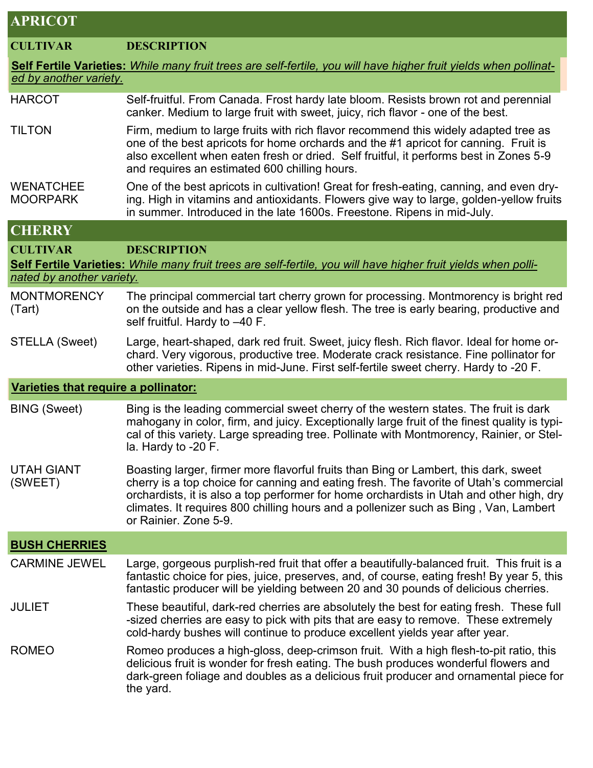## APRICOT

| CULTIVAR | DESCRIPTION |
|---|---|
| **Self Fertile Varieties:** *While many fruit trees are self-fertile, you will have higher fruit yields when pollinated by another variety.* | |
| HARCOT | Self-fruitful. From Canada. Frost hardy late bloom. Resists brown rot and perennial canker. Medium to large fruit with sweet, juicy, rich flavor - one of the best. |
| TILTON | Firm, medium to large fruits with rich flavor recommend this widely adapted tree as one of the best apricots for home orchards and the #1 apricot for canning. Fruit is also excellent when eaten fresh or dried. Self fruitful, it performs best in Zones 5-9 and requires an estimated 600 chilling hours. |
| WENATCHEE MOORPARK | One of the best apricots in cultivation! Great for fresh-eating, canning, and even drying. High in vitamins and antioxidants. Flowers give way to large, golden-yellow fruits in summer. Introduced in the late 1600s. Freestone. Ripens in mid-July. |

## CHERRY

| CULTIVAR | DESCRIPTION |
|---|---|
| **Self Fertile Varieties:** *While many fruit trees are self-fertile, you will have higher fruit yields when pollinated by another variety.* | |
| MONTMORENCY (Tart) | The principal commercial tart cherry grown for processing. Montmorency is bright red on the outside and has a clear yellow flesh. The tree is early bearing, productive and self fruitful. Hardy to –40 F. |
| STELLA (Sweet) | Large, heart-shaped, dark red fruit. Sweet, juicy flesh. Rich flavor. Ideal for home orchard. Very vigorous, productive tree. Moderate crack resistance. Fine pollinator for other varieties. Ripens in mid-June. First self-fertile sweet cherry. Hardy to -20 F. |
| **Varieties that require a pollinator:** | |
| BING (Sweet) | Bing is the leading commercial sweet cherry of the western states. The fruit is dark mahogany in color, firm, and juicy. Exceptionally large fruit of the finest quality is typical of this variety. Large spreading tree. Pollinate with Montmorency, Rainier, or Stella. Hardy to -20 F. |
| UTAH GIANT (SWEET) | Boasting larger, firmer more flavorful fruits than Bing or Lambert, this dark, sweet cherry is a top choice for canning and eating fresh. The favorite of Utah's commercial orchardists, it is also a top performer for home orchardists in Utah and other high, dry climates. It requires 800 chilling hours and a pollenizer such as Bing , Van, Lambert or Rainier. Zone 5-9. |
| **BUSH CHERRIES** | |
| CARMINE JEWEL | Large, gorgeous purplish-red fruit that offer a beautifully-balanced fruit. This fruit is a fantastic choice for pies, juice, preserves, and, of course, eating fresh! By year 5, this fantastic producer will be yielding between 20 and 30 pounds of delicious cherries. |
| JULIET | These beautiful, dark-red cherries are absolutely the best for eating fresh. These full-sized cherries are easy to pick with pits that are easy to remove. These extremely cold-hardy bushes will continue to produce excellent yields year after year. |
| ROMEO | Romeo produces a high-gloss, deep-crimson fruit. With a high flesh-to-pit ratio, this delicious fruit is wonder for fresh eating. The bush produces wonderful flowers and dark-green foliage and doubles as a delicious fruit producer and ornamental piece for the yard. |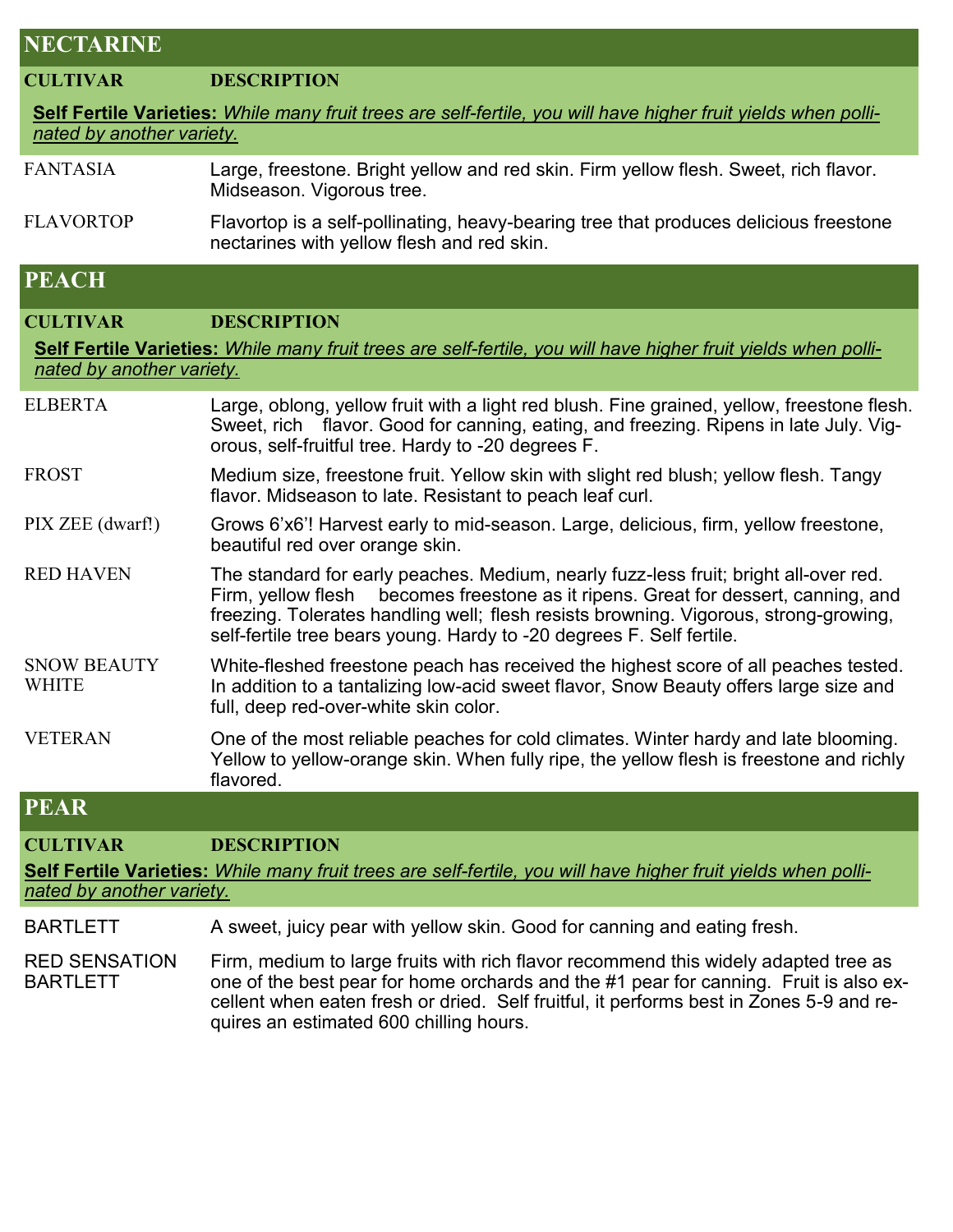## NECTARINE

| CULTIVAR | DESCRIPTION |
|---|---|
| ***Self Fertile Varieties:*** *While many fruit trees are self-fertile, you will have higher fruit yields when pollinated by another variety.* | |
| FANTASIA | Large, freestone. Bright yellow and red skin. Firm yellow flesh. Sweet, rich flavor. Midseason. Vigorous tree. |
| FLAVORTOP | Flavortop is a self-pollinating, heavy-bearing tree that produces delicious freestone nectarines with yellow flesh and red skin. |

## PEACH

| CULTIVAR | DESCRIPTION |
|---|---|
| ***Self Fertile Varieties:*** *While many fruit trees are self-fertile, you will have higher fruit yields when pollinated by another variety.* | |
| ELBERTA | Large, oblong, yellow fruit with a light red blush. Fine grained, yellow, freestone flesh. Sweet, rich flavor. Good for canning, eating, and freezing. Ripens in late July. Vigorous, self-fruitful tree. Hardy to -20 degrees F. |
| FROST | Medium size, freestone fruit. Yellow skin with slight red blush; yellow flesh. Tangy flavor. Midseason to late. Resistant to peach leaf curl. |
| PIX ZEE (dwarf!) | Grows 6'x6'! Harvest early to mid-season. Large, delicious, firm, yellow freestone, beautiful red over orange skin. |
| RED HAVEN | The standard for early peaches. Medium, nearly fuzz-less fruit; bright all-over red. Firm, yellow flesh becomes freestone as it ripens. Great for dessert, canning, and freezing. Tolerates handling well; flesh resists browning. Vigorous, strong-growing, self-fertile tree bears young. Hardy to -20 degrees F. Self fertile. |
| SNOW BEAUTY WHITE | White-fleshed freestone peach has received the highest score of all peaches tested. In addition to a tantalizing low-acid sweet flavor, Snow Beauty offers large size and full, deep red-over-white skin color. |
| VETERAN | One of the most reliable peaches for cold climates. Winter hardy and late blooming. Yellow to yellow-orange skin. When fully ripe, the yellow flesh is freestone and richly flavored. |

## PEAR

| CULTIVAR | DESCRIPTION |
|---|---|
| ***Self Fertile Varieties:*** *While many fruit trees are self-fertile, you will have higher fruit yields when pollinated by another variety.* | |
| BARTLETT | A sweet, juicy pear with yellow skin. Good for canning and eating fresh. |
| RED SENSATION BARTLETT | Firm, medium to large fruits with rich flavor recommend this widely adapted tree as one of the best pear for home orchards and the #1 pear for canning. Fruit is also excellent when eaten fresh or dried. Self fruitful, it performs best in Zones 5-9 and requires an estimated 600 chilling hours. |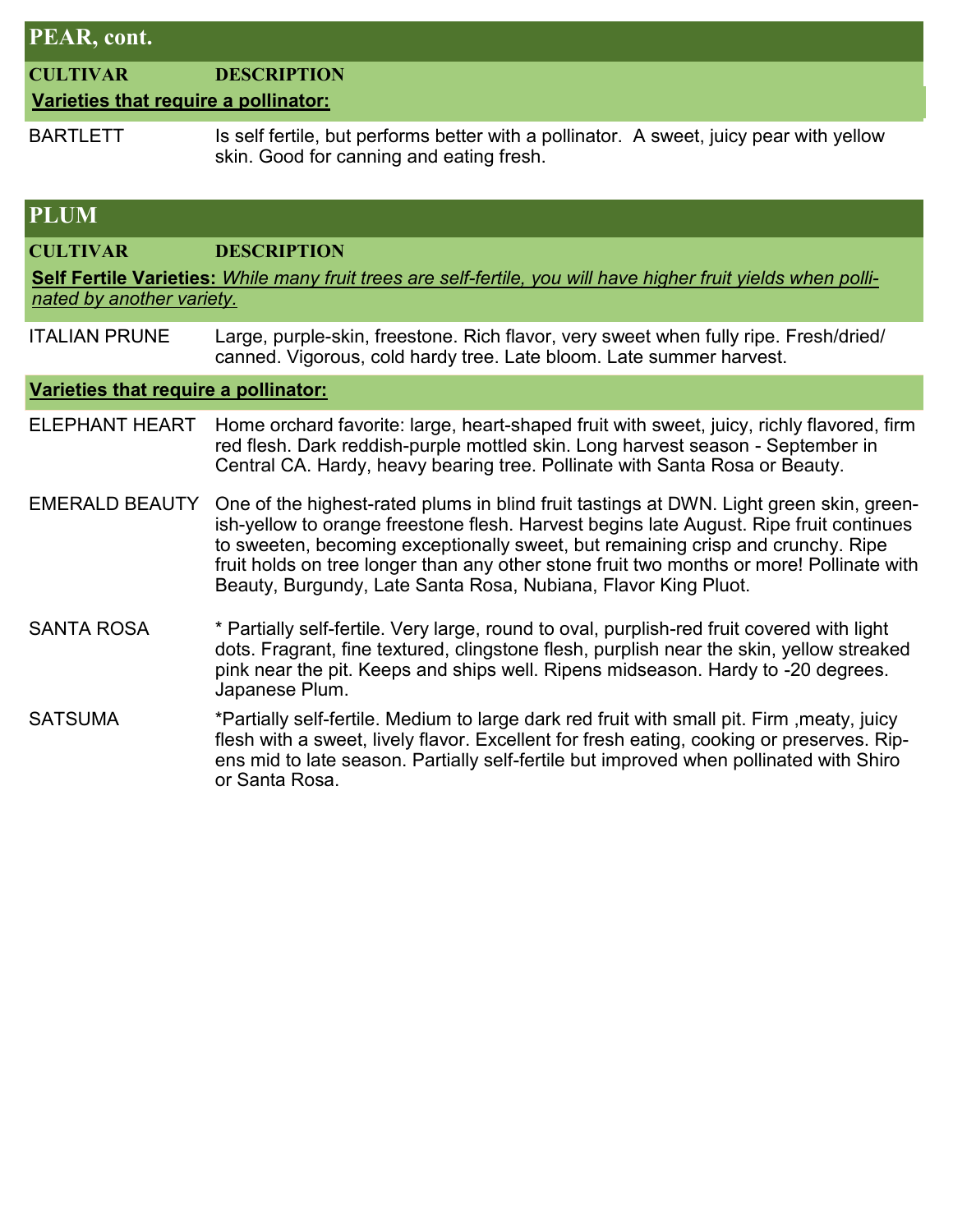## PEAR, cont.

| CULTIVAR | DESCRIPTION |
|---|---|
| **Varieties that require a pollinator:** | |
| BARTLETT | Is self fertile, but performs better with a pollinator. A sweet, juicy pear with yellow skin. Good for canning and eating fresh. |

## PLUM

| CULTIVAR | DESCRIPTION |
|---|---|
| **Self Fertile Varieties:** *While many fruit trees are self-fertile, you will have higher fruit yields when pollinated by another variety.* | |
| ITALIAN PRUNE | Large, purple-skin, freestone. Rich flavor, very sweet when fully ripe. Fresh/dried/canned. Vigorous, cold hardy tree. Late bloom. Late summer harvest. |
| **Varieties that require a pollinator:** | |
| ELEPHANT HEART | Home orchard favorite: large, heart-shaped fruit with sweet, juicy, richly flavored, firm red flesh. Dark reddish-purple mottled skin. Long harvest season - September in Central CA. Hardy, heavy bearing tree. Pollinate with Santa Rosa or Beauty. |
| EMERALD BEAUTY | One of the highest-rated plums in blind fruit tastings at DWN. Light green skin, greenish-yellow to orange freestone flesh. Harvest begins late August. Ripe fruit continues to sweeten, becoming exceptionally sweet, but remaining crisp and crunchy. Ripe fruit holds on tree longer than any other stone fruit two months or more! Pollinate with Beauty, Burgundy, Late Santa Rosa, Nubiana, Flavor King Pluot. |
| SANTA ROSA | * Partially self-fertile. Very large, round to oval, purplish-red fruit covered with light dots. Fragrant, fine textured, clingstone flesh, purplish near the skin, yellow streaked pink near the pit. Keeps and ships well. Ripens midseason. Hardy to -20 degrees. Japanese Plum. |
| SATSUMA | *Partially self-fertile. Medium to large dark red fruit with small pit. Firm ,meaty, juicy flesh with a sweet, lively flavor. Excellent for fresh eating, cooking or preserves. Ripens mid to late season. Partially self-fertile but improved when pollinated with Shiro or Santa Rosa. |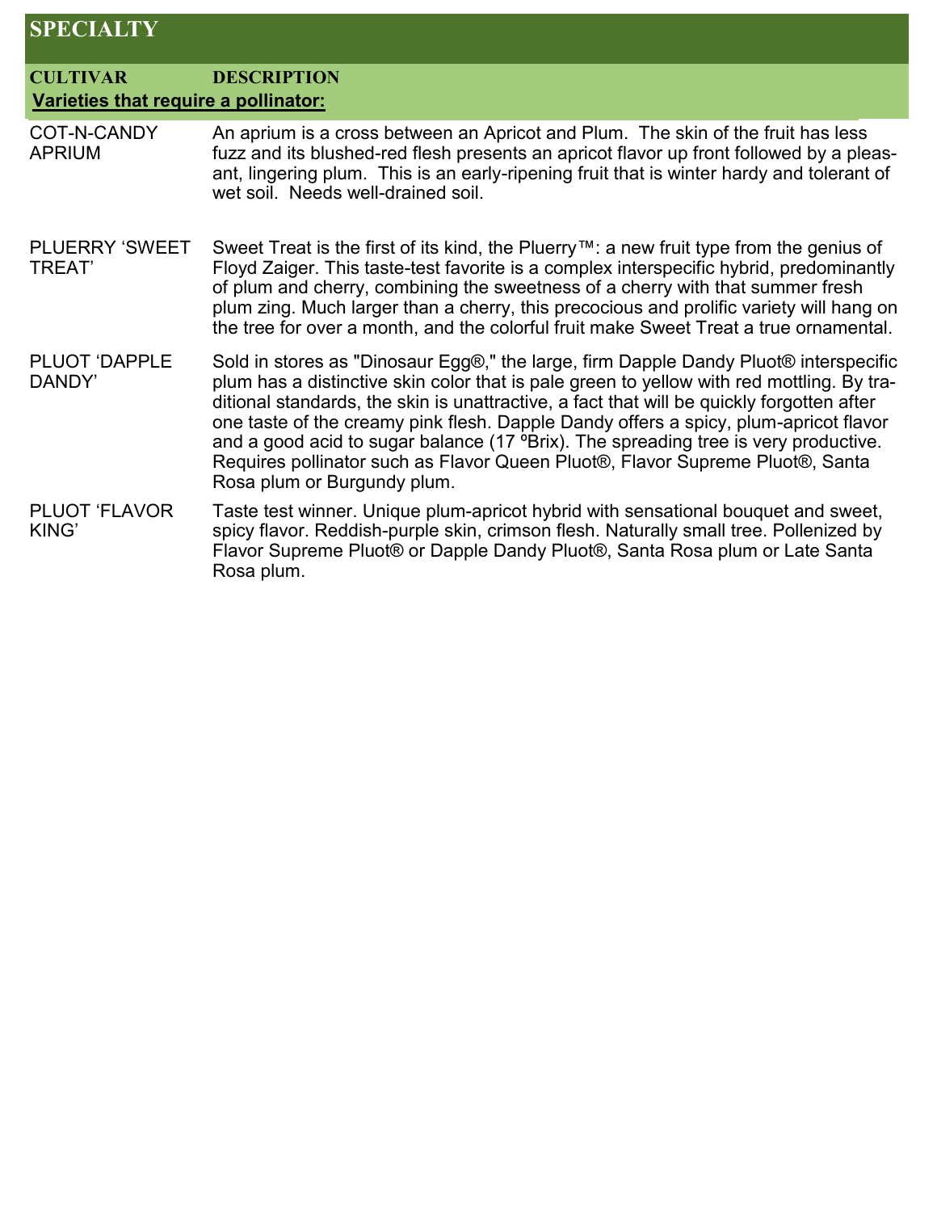## SPECIALTY

| CULTIVAR | DESCRIPTION |
|---|---|
| **Varieties that require a pollinator:** | |
| COT-N-CANDY APRIUM | An aprium is a cross between an Apricot and Plum. The skin of the fruit has less fuzz and its blushed-red flesh presents an apricot flavor up front followed by a pleasant, lingering plum. This is an early-ripening fruit that is winter hardy and tolerant of wet soil. Needs well-drained soil. |
| PLUERRY 'SWEET TREAT' | Sweet Treat is the first of its kind, the Pluerry™: a new fruit type from the genius of Floyd Zaiger. This taste-test favorite is a complex interspecific hybrid, predominantly of plum and cherry, combining the sweetness of a cherry with that summer fresh plum zing. Much larger than a cherry, this precocious and prolific variety will hang on the tree for over a month, and the colorful fruit make Sweet Treat a true ornamental. |
| PLUOT 'DAPPLE DANDY' | Sold in stores as "Dinosaur Egg®," the large, firm Dapple Dandy Pluot® interspecific plum has a distinctive skin color that is pale green to yellow with red mottling. By traditional standards, the skin is unattractive, a fact that will be quickly forgotten after one taste of the creamy pink flesh. Dapple Dandy offers a spicy, plum-apricot flavor and a good acid to sugar balance (17 ºBrix). The spreading tree is very productive. Requires pollinator such as Flavor Queen Pluot®, Flavor Supreme Pluot®, Santa Rosa plum or Burgundy plum. |
| PLUOT 'FLAVOR KING' | Taste test winner. Unique plum-apricot hybrid with sensational bouquet and sweet, spicy flavor. Reddish-purple skin, crimson flesh. Naturally small tree. Pollenized by Flavor Supreme Pluot® or Dapple Dandy Pluot®, Santa Rosa plum or Late Santa Rosa plum. |